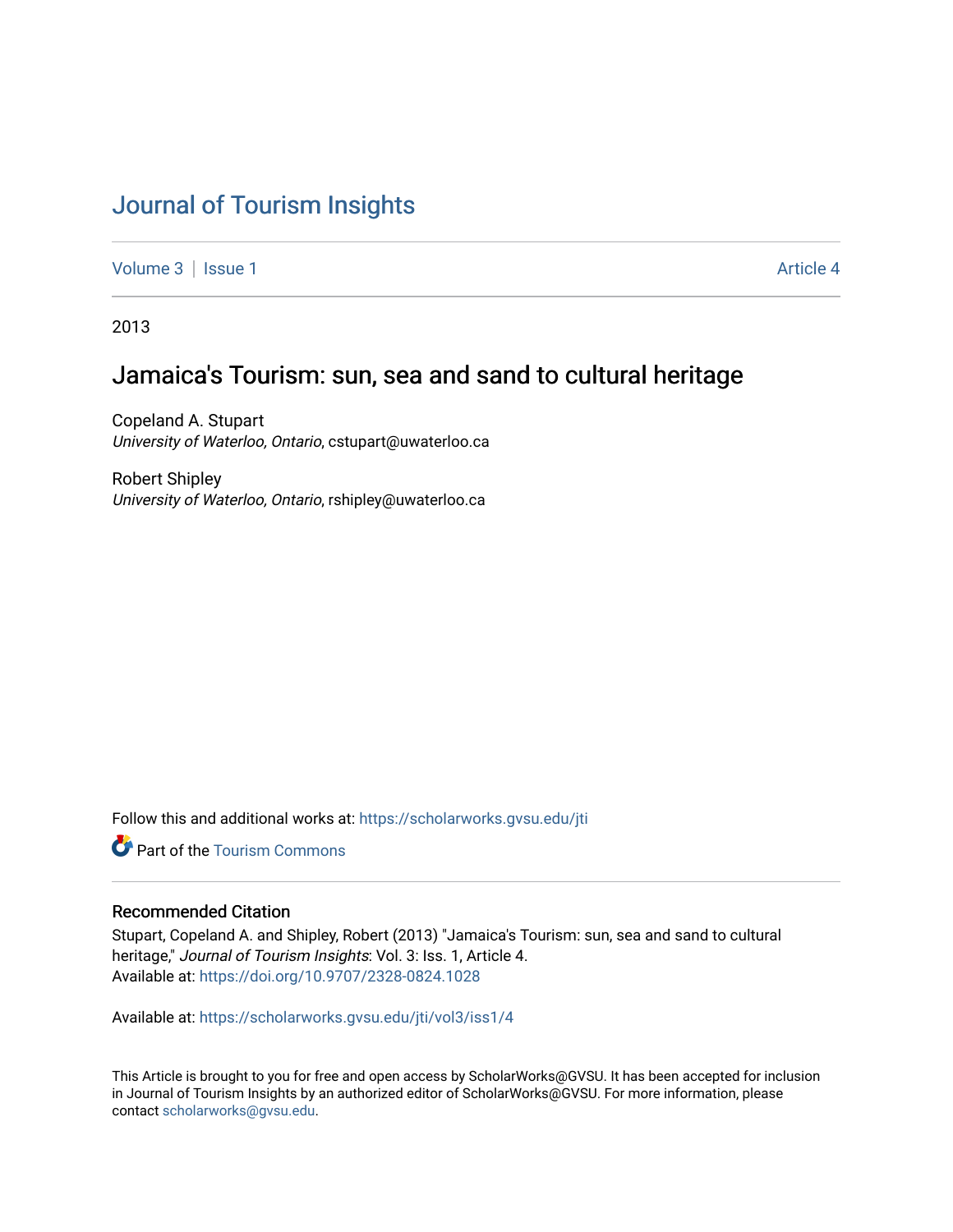# Journal of Tourism Insights

Volume 3 | Issue 1 Article 4

2013

## Jamaica's Tourism: sun, sea and sand to cultural heritage

Copeland A. Stupart
*University of Waterloo, Ontario*, cstupart@uwaterloo.ca

Robert Shipley
*University of Waterloo, Ontario*, rshipley@uwaterloo.ca

Follow this and additional works at: https://scholarworks.gvsu.edu/jti

Part of the Tourism Commons

### Recommended Citation

Stupart, Copeland A. and Shipley, Robert (2013) "Jamaica's Tourism: sun, sea and sand to cultural heritage," *Journal of Tourism Insights*: Vol. 3: Iss. 1, Article 4.
Available at: https://doi.org/10.9707/2328-0824.1028

Available at: https://scholarworks.gvsu.edu/jti/vol3/iss1/4

This Article is brought to you for free and open access by ScholarWorks@GVSU. It has been accepted for inclusion in Journal of Tourism Insights by an authorized editor of ScholarWorks@GVSU. For more information, please contact scholarworks@gvsu.edu.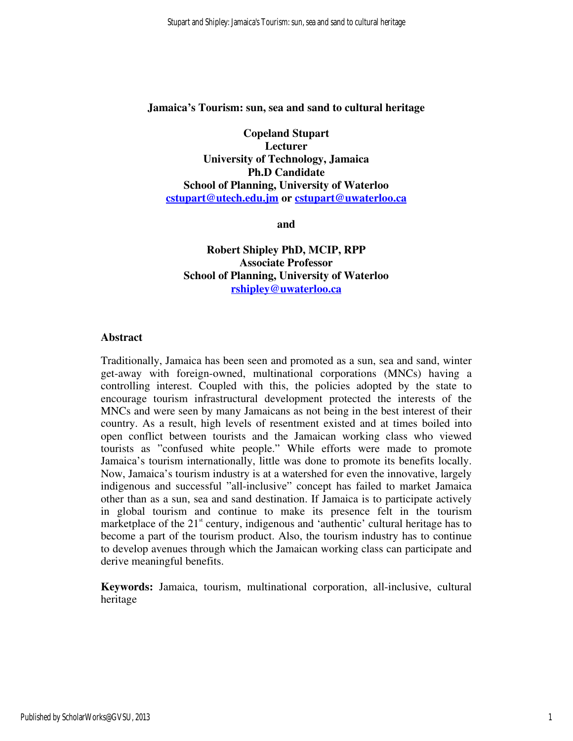# Jamaica's Tourism: sun, sea and sand to cultural heritage

**Copeland Stupart**
**Lecturer**
**University of Technology, Jamaica**
**Ph.D Candidate**
**School of Planning, University of Waterloo**
**cstupart@utech.edu.jm or cstupart@uwaterloo.ca**

**and**

**Robert Shipley PhD, MCIP, RPP**
**Associate Professor**
**School of Planning, University of Waterloo**
**rshipley@uwaterloo.ca**

## Abstract

Traditionally, Jamaica has been seen and promoted as a sun, sea and sand, winter get-away with foreign-owned, multinational corporations (MNCs) having a controlling interest. Coupled with this, the policies adopted by the state to encourage tourism infrastructural development protected the interests of the MNCs and were seen by many Jamaicans as not being in the best interest of their country. As a result, high levels of resentment existed and at times boiled into open conflict between tourists and the Jamaican working class who viewed tourists as "confused white people." While efforts were made to promote Jamaica's tourism internationally, little was done to promote its benefits locally. Now, Jamaica's tourism industry is at a watershed for even the innovative, largely indigenous and successful "all-inclusive" concept has failed to market Jamaica other than as a sun, sea and sand destination. If Jamaica is to participate actively in global tourism and continue to make its presence felt in the tourism marketplace of the 21st century, indigenous and 'authentic' cultural heritage has to become a part of the tourism product. Also, the tourism industry has to continue to develop avenues through which the Jamaican working class can participate and derive meaningful benefits.

**Keywords:** Jamaica, tourism, multinational corporation, all-inclusive, cultural heritage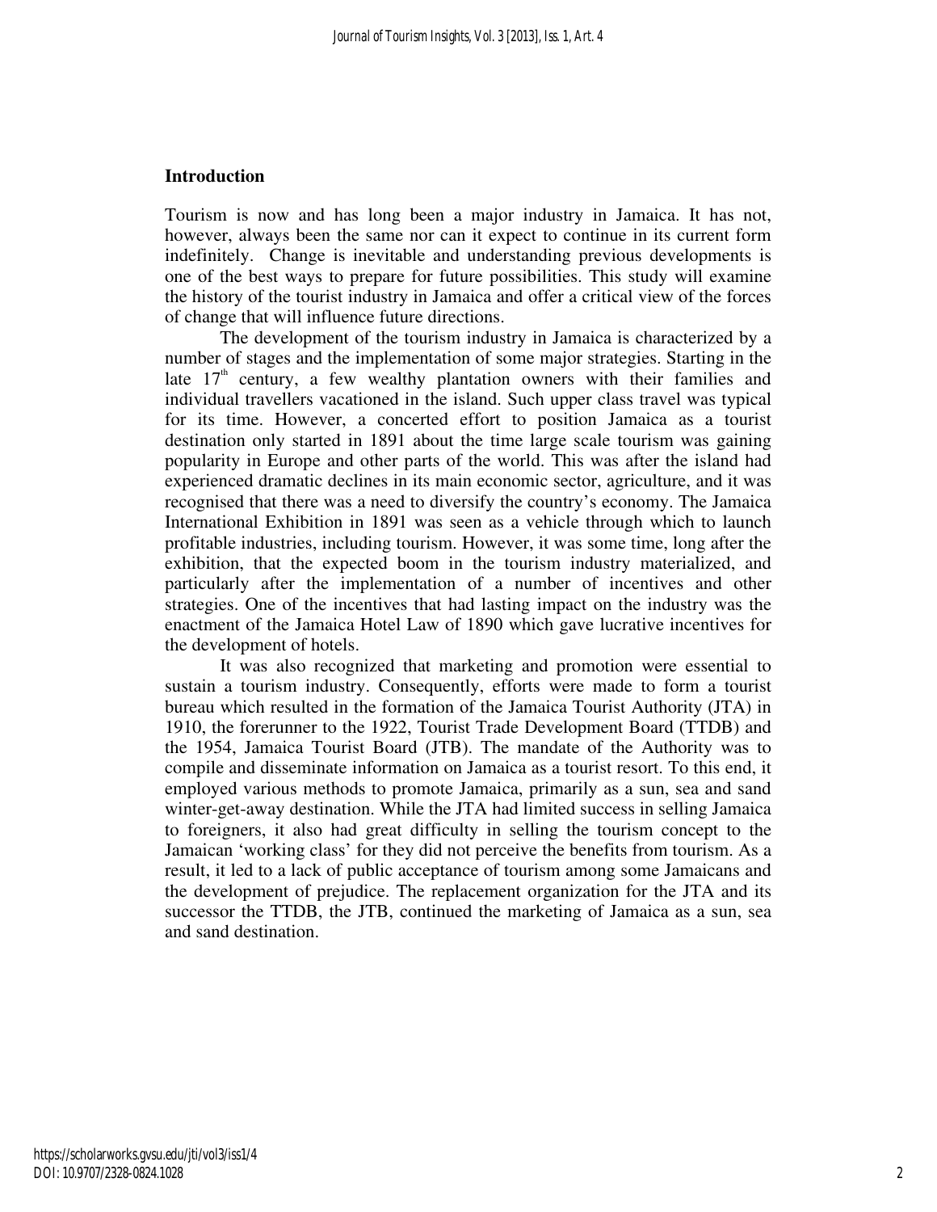## Introduction

Tourism is now and has long been a major industry in Jamaica. It has not, however, always been the same nor can it expect to continue in its current form indefinitely. Change is inevitable and understanding previous developments is one of the best ways to prepare for future possibilities. This study will examine the history of the tourist industry in Jamaica and offer a critical view of the forces of change that will influence future directions.

The development of the tourism industry in Jamaica is characterized by a number of stages and the implementation of some major strategies. Starting in the late 17th century, a few wealthy plantation owners with their families and individual travellers vacationed in the island. Such upper class travel was typical for its time. However, a concerted effort to position Jamaica as a tourist destination only started in 1891 about the time large scale tourism was gaining popularity in Europe and other parts of the world. This was after the island had experienced dramatic declines in its main economic sector, agriculture, and it was recognised that there was a need to diversify the country's economy. The Jamaica International Exhibition in 1891 was seen as a vehicle through which to launch profitable industries, including tourism. However, it was some time, long after the exhibition, that the expected boom in the tourism industry materialized, and particularly after the implementation of a number of incentives and other strategies. One of the incentives that had lasting impact on the industry was the enactment of the Jamaica Hotel Law of 1890 which gave lucrative incentives for the development of hotels.

It was also recognized that marketing and promotion were essential to sustain a tourism industry. Consequently, efforts were made to form a tourist bureau which resulted in the formation of the Jamaica Tourist Authority (JTA) in 1910, the forerunner to the 1922, Tourist Trade Development Board (TTDB) and the 1954, Jamaica Tourist Board (JTB). The mandate of the Authority was to compile and disseminate information on Jamaica as a tourist resort. To this end, it employed various methods to promote Jamaica, primarily as a sun, sea and sand winter-get-away destination. While the JTA had limited success in selling Jamaica to foreigners, it also had great difficulty in selling the tourism concept to the Jamaican 'working class' for they did not perceive the benefits from tourism. As a result, it led to a lack of public acceptance of tourism among some Jamaicans and the development of prejudice. The replacement organization for the JTA and its successor the TTDB, the JTB, continued the marketing of Jamaica as a sun, sea and sand destination.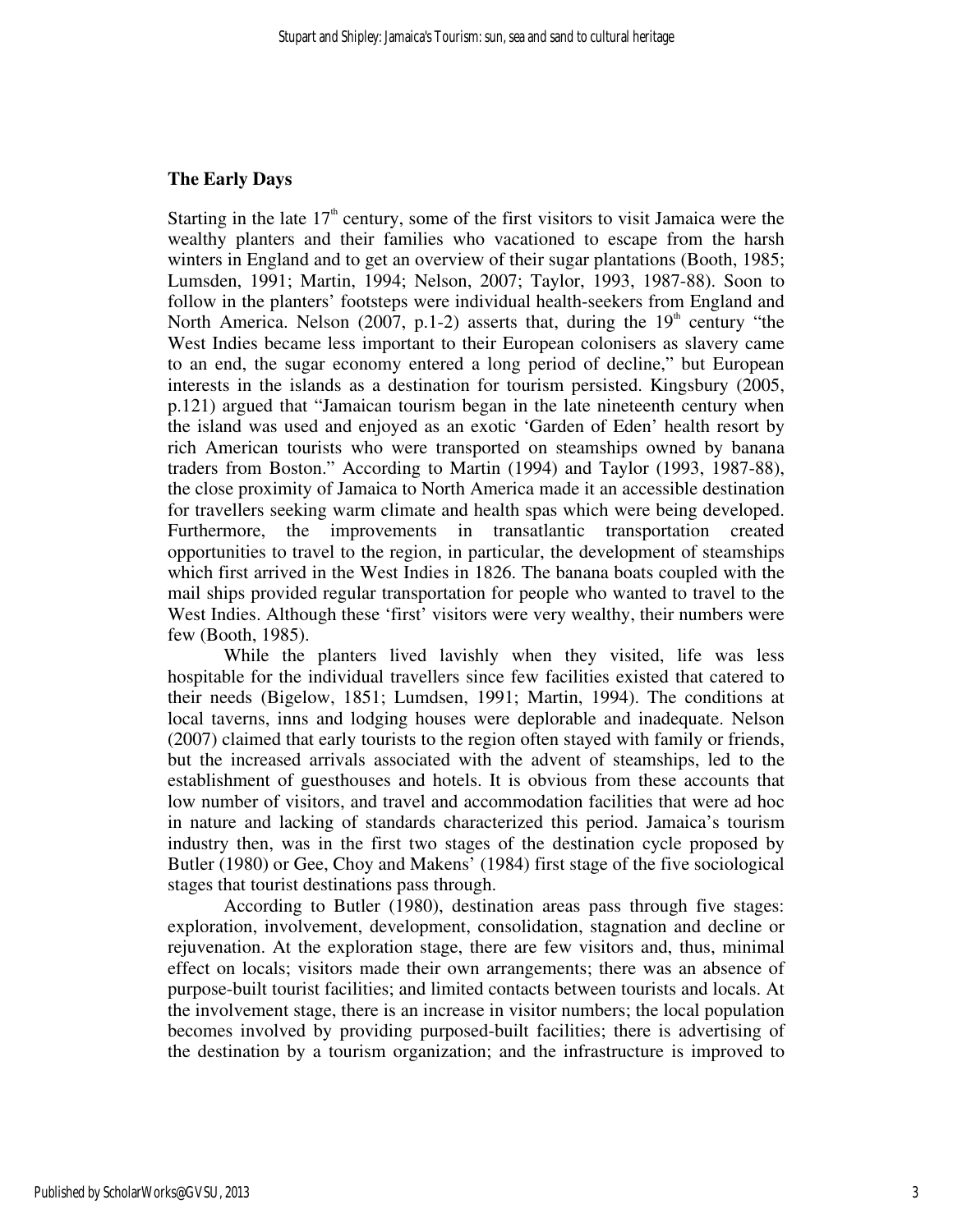## The Early Days

Starting in the late 17th century, some of the first visitors to visit Jamaica were the wealthy planters and their families who vacationed to escape from the harsh winters in England and to get an overview of their sugar plantations (Booth, 1985; Lumsden, 1991; Martin, 1994; Nelson, 2007; Taylor, 1993, 1987-88). Soon to follow in the planters' footsteps were individual health-seekers from England and North America. Nelson (2007, p.1-2) asserts that, during the 19th century "the West Indies became less important to their European colonisers as slavery came to an end, the sugar economy entered a long period of decline," but European interests in the islands as a destination for tourism persisted. Kingsbury (2005, p.121) argued that "Jamaican tourism began in the late nineteenth century when the island was used and enjoyed as an exotic 'Garden of Eden' health resort by rich American tourists who were transported on steamships owned by banana traders from Boston." According to Martin (1994) and Taylor (1993, 1987-88), the close proximity of Jamaica to North America made it an accessible destination for travellers seeking warm climate and health spas which were being developed. Furthermore, the improvements in transatlantic transportation created opportunities to travel to the region, in particular, the development of steamships which first arrived in the West Indies in 1826. The banana boats coupled with the mail ships provided regular transportation for people who wanted to travel to the West Indies. Although these 'first' visitors were very wealthy, their numbers were few (Booth, 1985).

While the planters lived lavishly when they visited, life was less hospitable for the individual travellers since few facilities existed that catered to their needs (Bigelow, 1851; Lumdsen, 1991; Martin, 1994). The conditions at local taverns, inns and lodging houses were deplorable and inadequate. Nelson (2007) claimed that early tourists to the region often stayed with family or friends, but the increased arrivals associated with the advent of steamships, led to the establishment of guesthouses and hotels. It is obvious from these accounts that low number of visitors, and travel and accommodation facilities that were ad hoc in nature and lacking of standards characterized this period. Jamaica's tourism industry then, was in the first two stages of the destination cycle proposed by Butler (1980) or Gee, Choy and Makens' (1984) first stage of the five sociological stages that tourist destinations pass through.

According to Butler (1980), destination areas pass through five stages: exploration, involvement, development, consolidation, stagnation and decline or rejuvenation. At the exploration stage, there are few visitors and, thus, minimal effect on locals; visitors made their own arrangements; there was an absence of purpose-built tourist facilities; and limited contacts between tourists and locals. At the involvement stage, there is an increase in visitor numbers; the local population becomes involved by providing purposed-built facilities; there is advertising of the destination by a tourism organization; and the infrastructure is improved to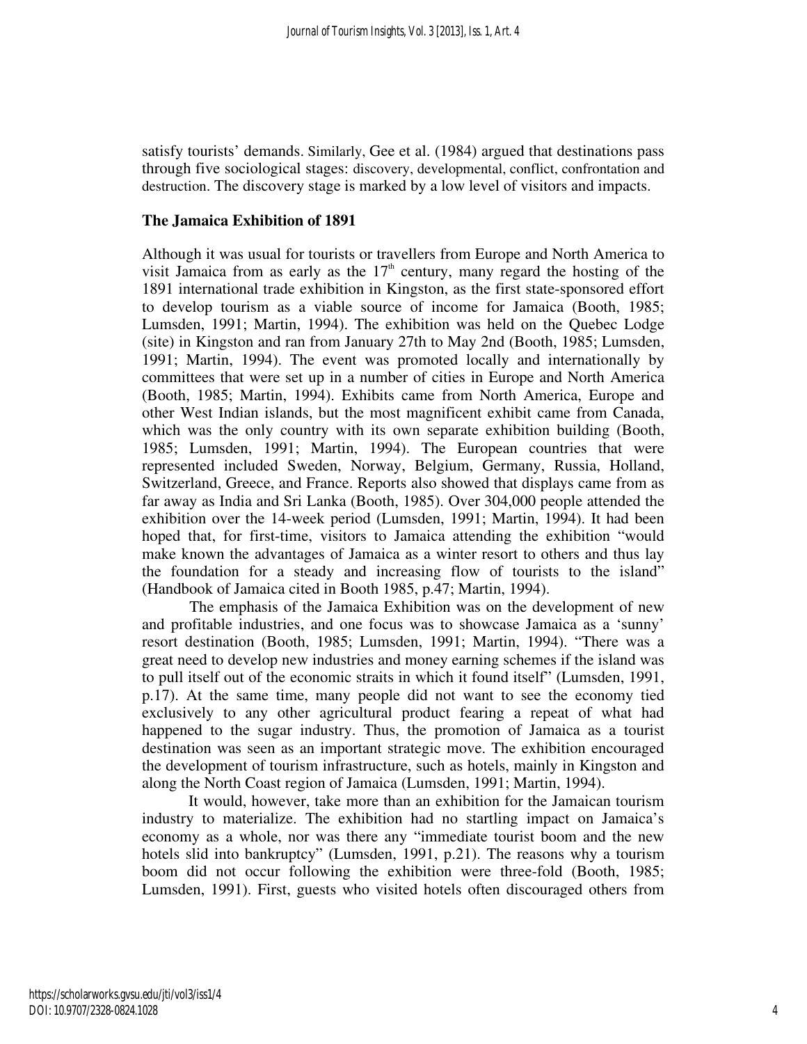satisfy tourists' demands. Similarly, Gee et al. (1984) argued that destinations pass through five sociological stages: discovery, developmental, conflict, confrontation and destruction. The discovery stage is marked by a low level of visitors and impacts.

## The Jamaica Exhibition of 1891

Although it was usual for tourists or travellers from Europe and North America to visit Jamaica from as early as the 17th century, many regard the hosting of the 1891 international trade exhibition in Kingston, as the first state-sponsored effort to develop tourism as a viable source of income for Jamaica (Booth, 1985; Lumsden, 1991; Martin, 1994). The exhibition was held on the Quebec Lodge (site) in Kingston and ran from January 27th to May 2nd (Booth, 1985; Lumsden, 1991; Martin, 1994). The event was promoted locally and internationally by committees that were set up in a number of cities in Europe and North America (Booth, 1985; Martin, 1994). Exhibits came from North America, Europe and other West Indian islands, but the most magnificent exhibit came from Canada, which was the only country with its own separate exhibition building (Booth, 1985; Lumsden, 1991; Martin, 1994). The European countries that were represented included Sweden, Norway, Belgium, Germany, Russia, Holland, Switzerland, Greece, and France. Reports also showed that displays came from as far away as India and Sri Lanka (Booth, 1985). Over 304,000 people attended the exhibition over the 14-week period (Lumsden, 1991; Martin, 1994). It had been hoped that, for first-time, visitors to Jamaica attending the exhibition "would make known the advantages of Jamaica as a winter resort to others and thus lay the foundation for a steady and increasing flow of tourists to the island" (Handbook of Jamaica cited in Booth 1985, p.47; Martin, 1994).

The emphasis of the Jamaica Exhibition was on the development of new and profitable industries, and one focus was to showcase Jamaica as a 'sunny' resort destination (Booth, 1985; Lumsden, 1991; Martin, 1994). "There was a great need to develop new industries and money earning schemes if the island was to pull itself out of the economic straits in which it found itself" (Lumsden, 1991, p.17). At the same time, many people did not want to see the economy tied exclusively to any other agricultural product fearing a repeat of what had happened to the sugar industry. Thus, the promotion of Jamaica as a tourist destination was seen as an important strategic move. The exhibition encouraged the development of tourism infrastructure, such as hotels, mainly in Kingston and along the North Coast region of Jamaica (Lumsden, 1991; Martin, 1994).

It would, however, take more than an exhibition for the Jamaican tourism industry to materialize. The exhibition had no startling impact on Jamaica's economy as a whole, nor was there any "immediate tourist boom and the new hotels slid into bankruptcy" (Lumsden, 1991, p.21). The reasons why a tourism boom did not occur following the exhibition were three-fold (Booth, 1985; Lumsden, 1991). First, guests who visited hotels often discouraged others from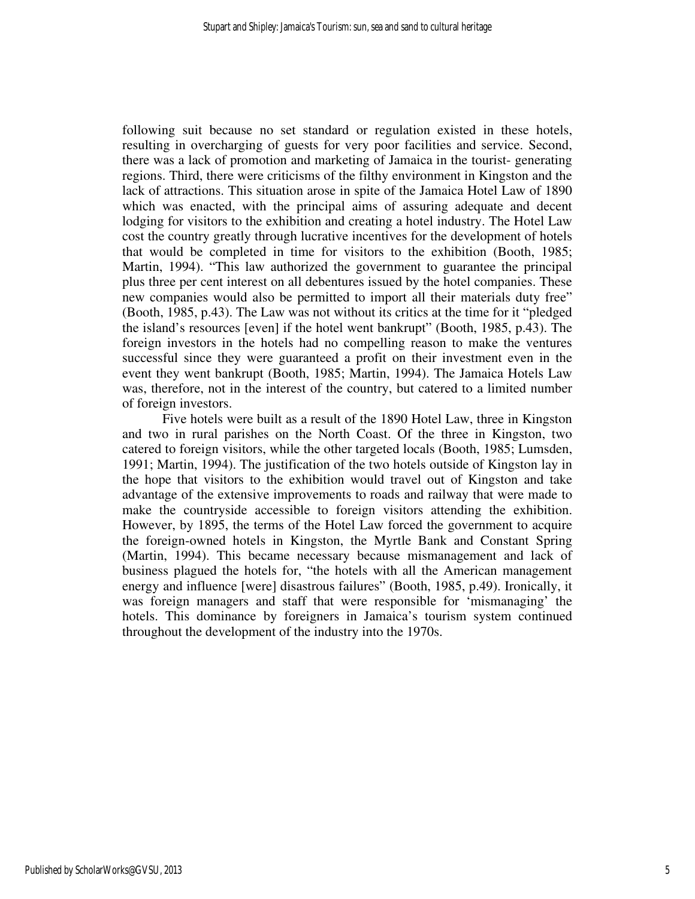following suit because no set standard or regulation existed in these hotels, resulting in overcharging of guests for very poor facilities and service. Second, there was a lack of promotion and marketing of Jamaica in the tourist- generating regions. Third, there were criticisms of the filthy environment in Kingston and the lack of attractions. This situation arose in spite of the Jamaica Hotel Law of 1890 which was enacted, with the principal aims of assuring adequate and decent lodging for visitors to the exhibition and creating a hotel industry. The Hotel Law cost the country greatly through lucrative incentives for the development of hotels that would be completed in time for visitors to the exhibition (Booth, 1985; Martin, 1994). "This law authorized the government to guarantee the principal plus three per cent interest on all debentures issued by the hotel companies. These new companies would also be permitted to import all their materials duty free" (Booth, 1985, p.43). The Law was not without its critics at the time for it "pledged the island's resources [even] if the hotel went bankrupt" (Booth, 1985, p.43). The foreign investors in the hotels had no compelling reason to make the ventures successful since they were guaranteed a profit on their investment even in the event they went bankrupt (Booth, 1985; Martin, 1994). The Jamaica Hotels Law was, therefore, not in the interest of the country, but catered to a limited number of foreign investors.

Five hotels were built as a result of the 1890 Hotel Law, three in Kingston and two in rural parishes on the North Coast. Of the three in Kingston, two catered to foreign visitors, while the other targeted locals (Booth, 1985; Lumsden, 1991; Martin, 1994). The justification of the two hotels outside of Kingston lay in the hope that visitors to the exhibition would travel out of Kingston and take advantage of the extensive improvements to roads and railway that were made to make the countryside accessible to foreign visitors attending the exhibition. However, by 1895, the terms of the Hotel Law forced the government to acquire the foreign-owned hotels in Kingston, the Myrtle Bank and Constant Spring (Martin, 1994). This became necessary because mismanagement and lack of business plagued the hotels for, "the hotels with all the American management energy and influence [were] disastrous failures" (Booth, 1985, p.49). Ironically, it was foreign managers and staff that were responsible for 'mismanaging' the hotels. This dominance by foreigners in Jamaica's tourism system continued throughout the development of the industry into the 1970s.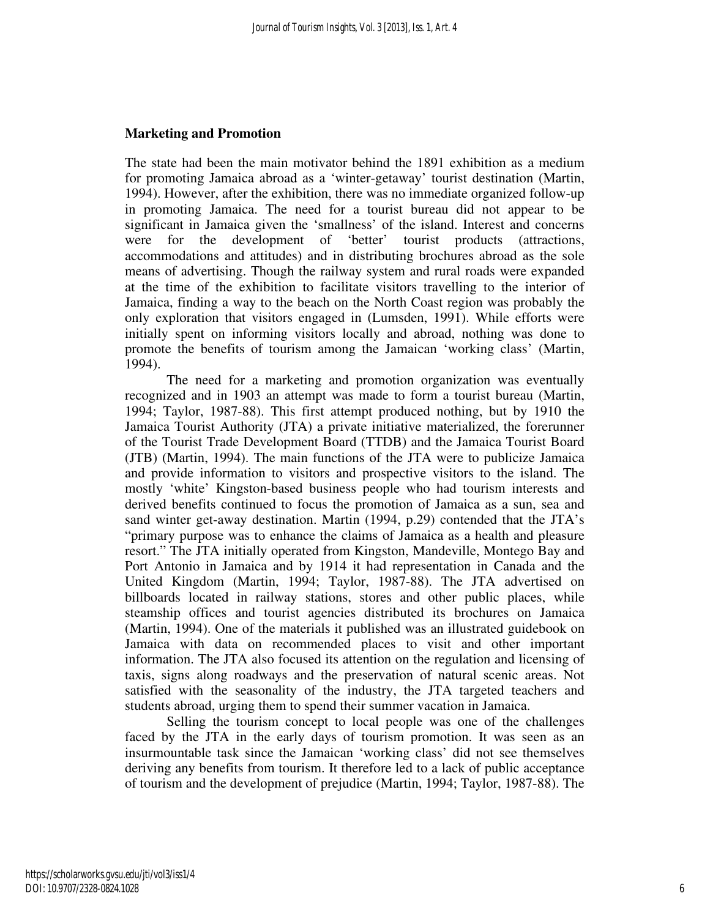## Marketing and Promotion

The state had been the main motivator behind the 1891 exhibition as a medium for promoting Jamaica abroad as a 'winter-getaway' tourist destination (Martin, 1994). However, after the exhibition, there was no immediate organized follow-up in promoting Jamaica. The need for a tourist bureau did not appear to be significant in Jamaica given the 'smallness' of the island. Interest and concerns were for the development of 'better' tourist products (attractions, accommodations and attitudes) and in distributing brochures abroad as the sole means of advertising. Though the railway system and rural roads were expanded at the time of the exhibition to facilitate visitors travelling to the interior of Jamaica, finding a way to the beach on the North Coast region was probably the only exploration that visitors engaged in (Lumsden, 1991). While efforts were initially spent on informing visitors locally and abroad, nothing was done to promote the benefits of tourism among the Jamaican 'working class' (Martin, 1994).

The need for a marketing and promotion organization was eventually recognized and in 1903 an attempt was made to form a tourist bureau (Martin, 1994; Taylor, 1987-88). This first attempt produced nothing, but by 1910 the Jamaica Tourist Authority (JTA) a private initiative materialized, the forerunner of the Tourist Trade Development Board (TTDB) and the Jamaica Tourist Board (JTB) (Martin, 1994). The main functions of the JTA were to publicize Jamaica and provide information to visitors and prospective visitors to the island. The mostly 'white' Kingston-based business people who had tourism interests and derived benefits continued to focus the promotion of Jamaica as a sun, sea and sand winter get-away destination. Martin (1994, p.29) contended that the JTA's "primary purpose was to enhance the claims of Jamaica as a health and pleasure resort." The JTA initially operated from Kingston, Mandeville, Montego Bay and Port Antonio in Jamaica and by 1914 it had representation in Canada and the United Kingdom (Martin, 1994; Taylor, 1987-88). The JTA advertised on billboards located in railway stations, stores and other public places, while steamship offices and tourist agencies distributed its brochures on Jamaica (Martin, 1994). One of the materials it published was an illustrated guidebook on Jamaica with data on recommended places to visit and other important information. The JTA also focused its attention on the regulation and licensing of taxis, signs along roadways and the preservation of natural scenic areas. Not satisfied with the seasonality of the industry, the JTA targeted teachers and students abroad, urging them to spend their summer vacation in Jamaica.

Selling the tourism concept to local people was one of the challenges faced by the JTA in the early days of tourism promotion. It was seen as an insurmountable task since the Jamaican 'working class' did not see themselves deriving any benefits from tourism. It therefore led to a lack of public acceptance of tourism and the development of prejudice (Martin, 1994; Taylor, 1987-88). The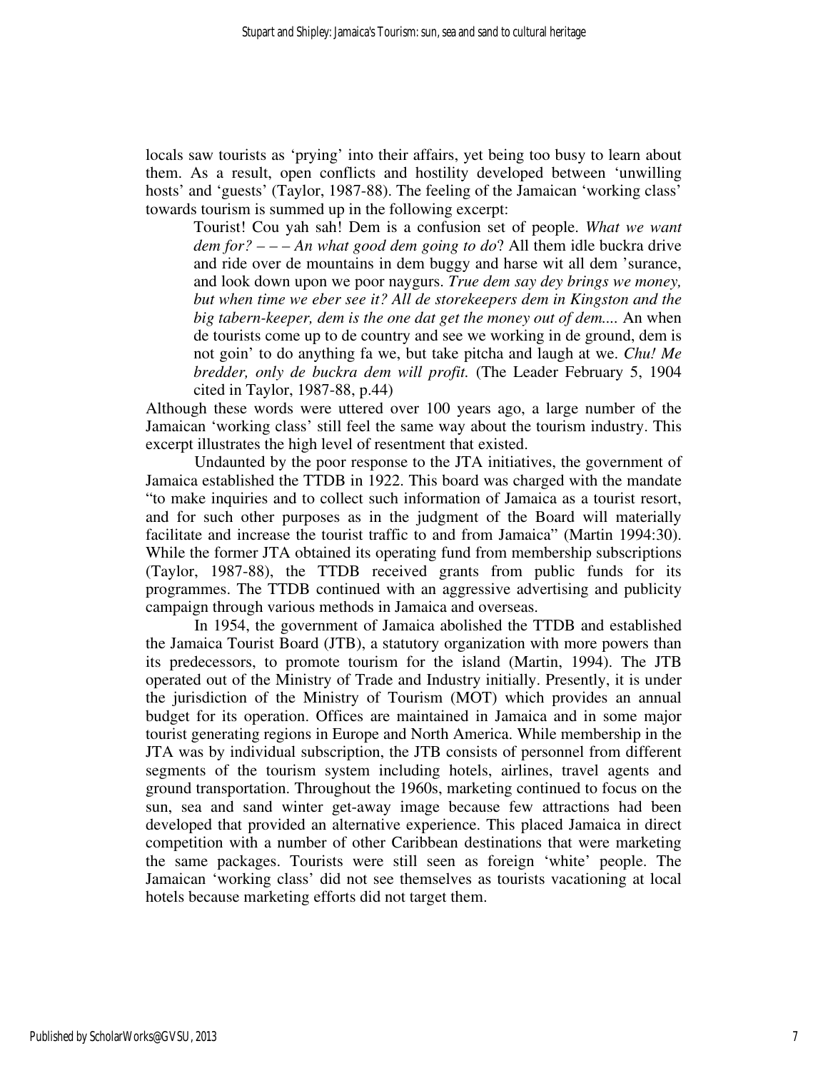locals saw tourists as 'prying' into their affairs, yet being too busy to learn about them. As a result, open conflicts and hostility developed between 'unwilling hosts' and 'guests' (Taylor, 1987-88). The feeling of the Jamaican 'working class' towards tourism is summed up in the following excerpt:

> Tourist! Cou yah sah! Dem is a confusion set of people. *What we want dem for? – – – An what good dem going to do*? All them idle buckra drive and ride over de mountains in dem buggy and harse wit all dem 'surance, and look down upon we poor naygurs. *True dem say dey brings we money, but when time we eber see it? All de storekeepers dem in Kingston and the big tabern-keeper, dem is the one dat get the money out of dem....* An when de tourists come up to de country and see we working in de ground, dem is not goin' to do anything fa we, but take pitcha and laugh at we. *Chu! Me bredder, only de buckra dem will profit.* (The Leader February 5, 1904 cited in Taylor, 1987-88, p.44)

Although these words were uttered over 100 years ago, a large number of the Jamaican 'working class' still feel the same way about the tourism industry. This excerpt illustrates the high level of resentment that existed.

Undaunted by the poor response to the JTA initiatives, the government of Jamaica established the TTDB in 1922. This board was charged with the mandate "to make inquiries and to collect such information of Jamaica as a tourist resort, and for such other purposes as in the judgment of the Board will materially facilitate and increase the tourist traffic to and from Jamaica" (Martin 1994:30). While the former JTA obtained its operating fund from membership subscriptions (Taylor, 1987-88), the TTDB received grants from public funds for its programmes. The TTDB continued with an aggressive advertising and publicity campaign through various methods in Jamaica and overseas.

In 1954, the government of Jamaica abolished the TTDB and established the Jamaica Tourist Board (JTB), a statutory organization with more powers than its predecessors, to promote tourism for the island (Martin, 1994). The JTB operated out of the Ministry of Trade and Industry initially. Presently, it is under the jurisdiction of the Ministry of Tourism (MOT) which provides an annual budget for its operation. Offices are maintained in Jamaica and in some major tourist generating regions in Europe and North America. While membership in the JTA was by individual subscription, the JTB consists of personnel from different segments of the tourism system including hotels, airlines, travel agents and ground transportation. Throughout the 1960s, marketing continued to focus on the sun, sea and sand winter get-away image because few attractions had been developed that provided an alternative experience. This placed Jamaica in direct competition with a number of other Caribbean destinations that were marketing the same packages. Tourists were still seen as foreign 'white' people. The Jamaican 'working class' did not see themselves as tourists vacationing at local hotels because marketing efforts did not target them.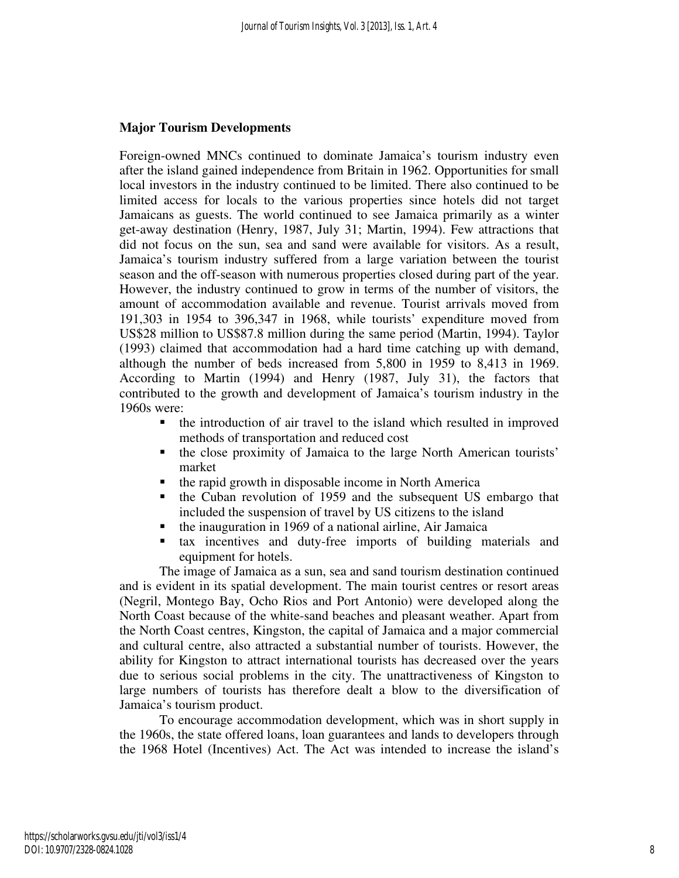## Major Tourism Developments

Foreign-owned MNCs continued to dominate Jamaica's tourism industry even after the island gained independence from Britain in 1962. Opportunities for small local investors in the industry continued to be limited. There also continued to be limited access for locals to the various properties since hotels did not target Jamaicans as guests. The world continued to see Jamaica primarily as a winter get-away destination (Henry, 1987, July 31; Martin, 1994). Few attractions that did not focus on the sun, sea and sand were available for visitors. As a result, Jamaica's tourism industry suffered from a large variation between the tourist season and the off-season with numerous properties closed during part of the year. However, the industry continued to grow in terms of the number of visitors, the amount of accommodation available and revenue. Tourist arrivals moved from 191,303 in 1954 to 396,347 in 1968, while tourists' expenditure moved from US$28 million to US$87.8 million during the same period (Martin, 1994). Taylor (1993) claimed that accommodation had a hard time catching up with demand, although the number of beds increased from 5,800 in 1959 to 8,413 in 1969. According to Martin (1994) and Henry (1987, July 31), the factors that contributed to the growth and development of Jamaica's tourism industry in the 1960s were:

- the introduction of air travel to the island which resulted in improved methods of transportation and reduced cost
- the close proximity of Jamaica to the large North American tourists' market
- the rapid growth in disposable income in North America
- the Cuban revolution of 1959 and the subsequent US embargo that included the suspension of travel by US citizens to the island
- the inauguration in 1969 of a national airline, Air Jamaica
- tax incentives and duty-free imports of building materials and equipment for hotels.

The image of Jamaica as a sun, sea and sand tourism destination continued and is evident in its spatial development. The main tourist centres or resort areas (Negril, Montego Bay, Ocho Rios and Port Antonio) were developed along the North Coast because of the white-sand beaches and pleasant weather. Apart from the North Coast centres, Kingston, the capital of Jamaica and a major commercial and cultural centre, also attracted a substantial number of tourists. However, the ability for Kingston to attract international tourists has decreased over the years due to serious social problems in the city. The unattractiveness of Kingston to large numbers of tourists has therefore dealt a blow to the diversification of Jamaica's tourism product.

To encourage accommodation development, which was in short supply in the 1960s, the state offered loans, loan guarantees and lands to developers through the 1968 Hotel (Incentives) Act. The Act was intended to increase the island's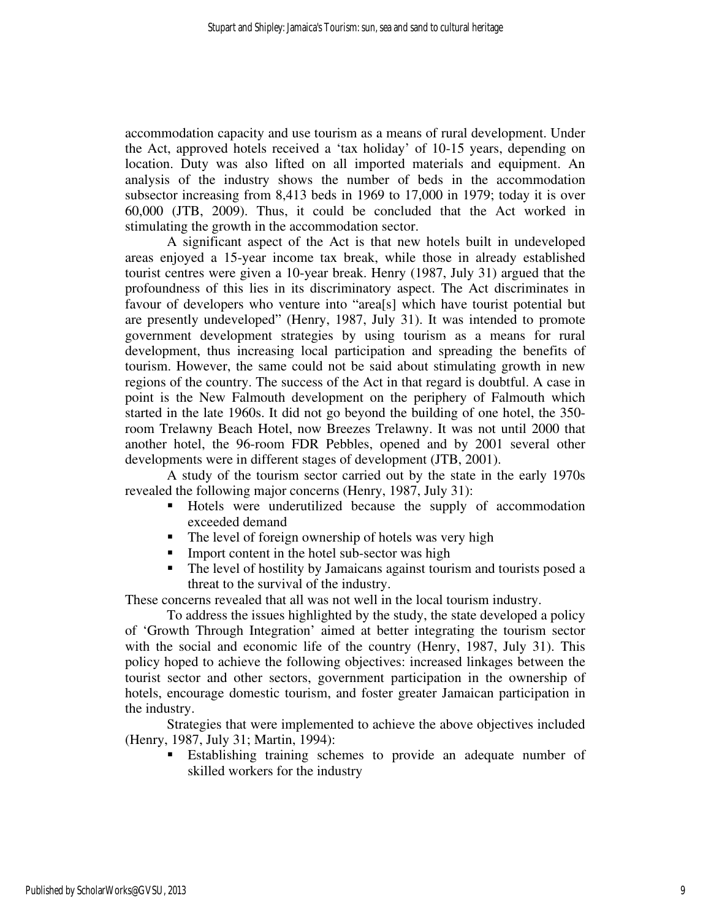accommodation capacity and use tourism as a means of rural development. Under the Act, approved hotels received a 'tax holiday' of 10-15 years, depending on location. Duty was also lifted on all imported materials and equipment. An analysis of the industry shows the number of beds in the accommodation subsector increasing from 8,413 beds in 1969 to 17,000 in 1979; today it is over 60,000 (JTB, 2009). Thus, it could be concluded that the Act worked in stimulating the growth in the accommodation sector.

A significant aspect of the Act is that new hotels built in undeveloped areas enjoyed a 15-year income tax break, while those in already established tourist centres were given a 10-year break. Henry (1987, July 31) argued that the profoundness of this lies in its discriminatory aspect. The Act discriminates in favour of developers who venture into "area[s] which have tourist potential but are presently undeveloped" (Henry, 1987, July 31). It was intended to promote government development strategies by using tourism as a means for rural development, thus increasing local participation and spreading the benefits of tourism. However, the same could not be said about stimulating growth in new regions of the country. The success of the Act in that regard is doubtful. A case in point is the New Falmouth development on the periphery of Falmouth which started in the late 1960s. It did not go beyond the building of one hotel, the 350-room Trelawny Beach Hotel, now Breezes Trelawny. It was not until 2000 that another hotel, the 96-room FDR Pebbles, opened and by 2001 several other developments were in different stages of development (JTB, 2001).

A study of the tourism sector carried out by the state in the early 1970s revealed the following major concerns (Henry, 1987, July 31):

- Hotels were underutilized because the supply of accommodation exceeded demand
- The level of foreign ownership of hotels was very high
- Import content in the hotel sub-sector was high
- The level of hostility by Jamaicans against tourism and tourists posed a threat to the survival of the industry.

These concerns revealed that all was not well in the local tourism industry.

To address the issues highlighted by the study, the state developed a policy of 'Growth Through Integration' aimed at better integrating the tourism sector with the social and economic life of the country (Henry, 1987, July 31). This policy hoped to achieve the following objectives: increased linkages between the tourist sector and other sectors, government participation in the ownership of hotels, encourage domestic tourism, and foster greater Jamaican participation in the industry.

Strategies that were implemented to achieve the above objectives included (Henry, 1987, July 31; Martin, 1994):

- Establishing training schemes to provide an adequate number of skilled workers for the industry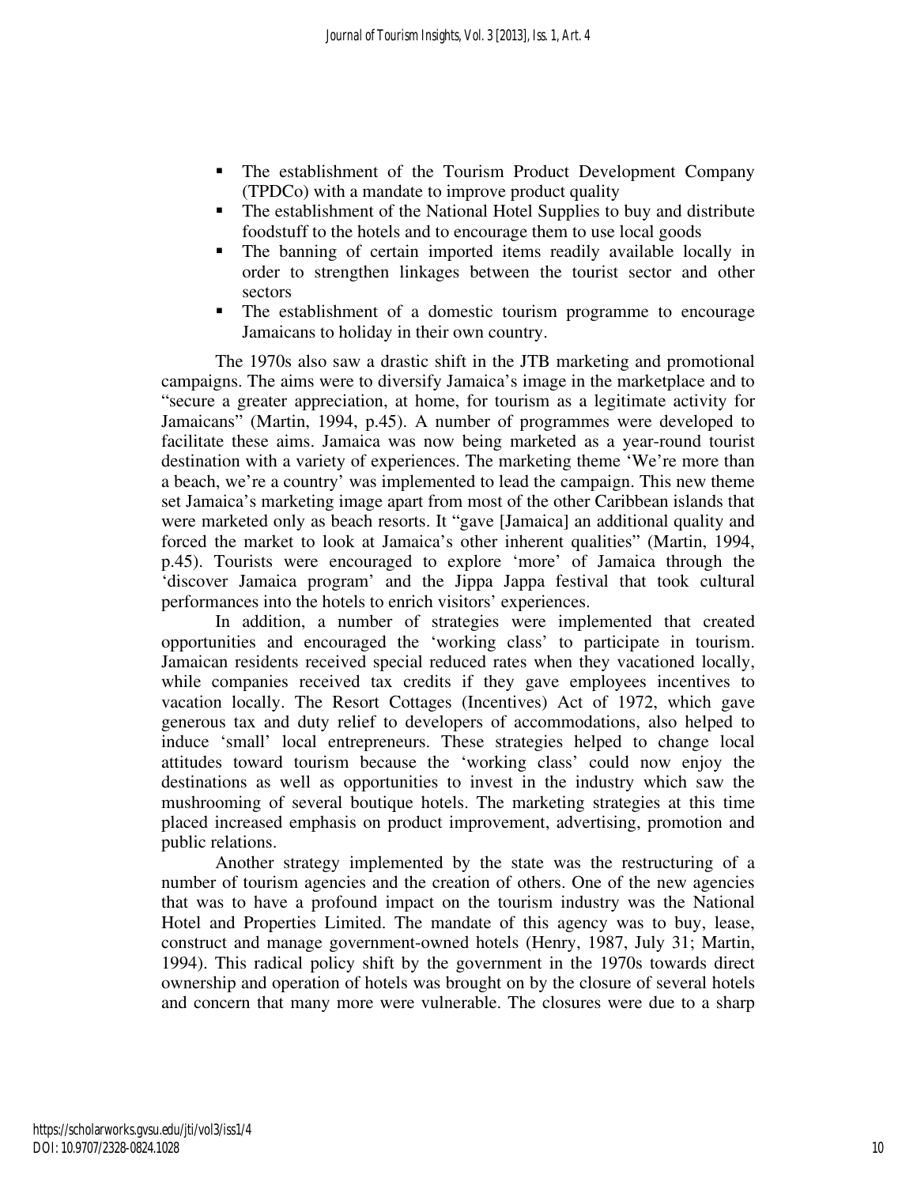- The establishment of the Tourism Product Development Company (TPDCo) with a mandate to improve product quality
- The establishment of the National Hotel Supplies to buy and distribute foodstuff to the hotels and to encourage them to use local goods
- The banning of certain imported items readily available locally in order to strengthen linkages between the tourist sector and other sectors
- The establishment of a domestic tourism programme to encourage Jamaicans to holiday in their own country.

The 1970s also saw a drastic shift in the JTB marketing and promotional campaigns. The aims were to diversify Jamaica's image in the marketplace and to "secure a greater appreciation, at home, for tourism as a legitimate activity for Jamaicans" (Martin, 1994, p.45). A number of programmes were developed to facilitate these aims. Jamaica was now being marketed as a year-round tourist destination with a variety of experiences. The marketing theme 'We're more than a beach, we're a country' was implemented to lead the campaign. This new theme set Jamaica's marketing image apart from most of the other Caribbean islands that were marketed only as beach resorts. It "gave [Jamaica] an additional quality and forced the market to look at Jamaica's other inherent qualities" (Martin, 1994, p.45). Tourists were encouraged to explore 'more' of Jamaica through the 'discover Jamaica program' and the Jippa Jappa festival that took cultural performances into the hotels to enrich visitors' experiences.

In addition, a number of strategies were implemented that created opportunities and encouraged the 'working class' to participate in tourism. Jamaican residents received special reduced rates when they vacationed locally, while companies received tax credits if they gave employees incentives to vacation locally. The Resort Cottages (Incentives) Act of 1972, which gave generous tax and duty relief to developers of accommodations, also helped to induce 'small' local entrepreneurs. These strategies helped to change local attitudes toward tourism because the 'working class' could now enjoy the destinations as well as opportunities to invest in the industry which saw the mushrooming of several boutique hotels. The marketing strategies at this time placed increased emphasis on product improvement, advertising, promotion and public relations.

Another strategy implemented by the state was the restructuring of a number of tourism agencies and the creation of others. One of the new agencies that was to have a profound impact on the tourism industry was the National Hotel and Properties Limited. The mandate of this agency was to buy, lease, construct and manage government-owned hotels (Henry, 1987, July 31; Martin, 1994). This radical policy shift by the government in the 1970s towards direct ownership and operation of hotels was brought on by the closure of several hotels and concern that many more were vulnerable. The closures were due to a sharp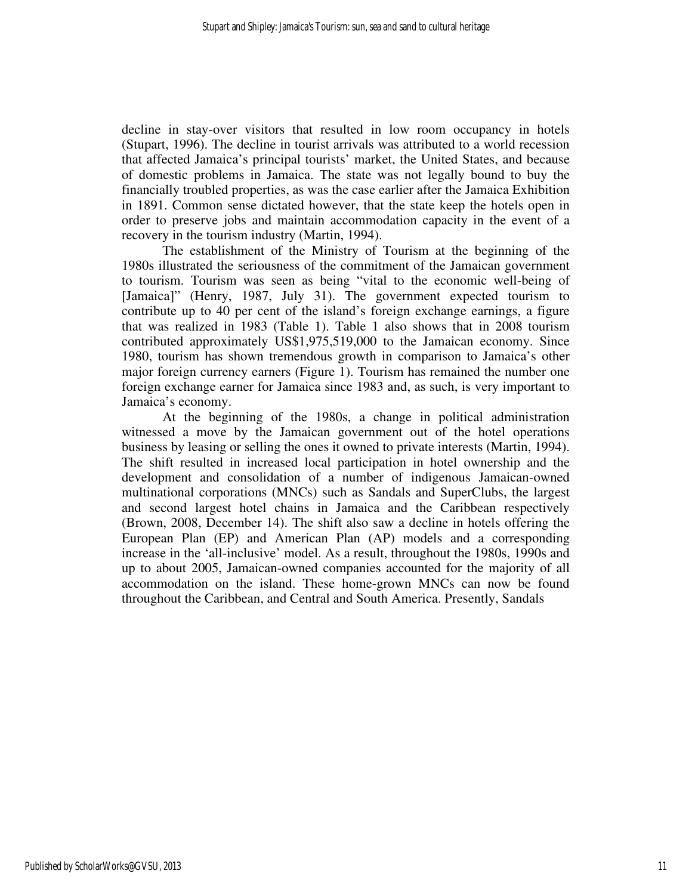decline in stay-over visitors that resulted in low room occupancy in hotels (Stupart, 1996). The decline in tourist arrivals was attributed to a world recession that affected Jamaica's principal tourists' market, the United States, and because of domestic problems in Jamaica. The state was not legally bound to buy the financially troubled properties, as was the case earlier after the Jamaica Exhibition in 1891. Common sense dictated however, that the state keep the hotels open in order to preserve jobs and maintain accommodation capacity in the event of a recovery in the tourism industry (Martin, 1994).

The establishment of the Ministry of Tourism at the beginning of the 1980s illustrated the seriousness of the commitment of the Jamaican government to tourism. Tourism was seen as being "vital to the economic well-being of [Jamaica]" (Henry, 1987, July 31). The government expected tourism to contribute up to 40 per cent of the island's foreign exchange earnings, a figure that was realized in 1983 (Table 1). Table 1 also shows that in 2008 tourism contributed approximately US$1,975,519,000 to the Jamaican economy. Since 1980, tourism has shown tremendous growth in comparison to Jamaica's other major foreign currency earners (Figure 1). Tourism has remained the number one foreign exchange earner for Jamaica since 1983 and, as such, is very important to Jamaica's economy.

At the beginning of the 1980s, a change in political administration witnessed a move by the Jamaican government out of the hotel operations business by leasing or selling the ones it owned to private interests (Martin, 1994). The shift resulted in increased local participation in hotel ownership and the development and consolidation of a number of indigenous Jamaican-owned multinational corporations (MNCs) such as Sandals and SuperClubs, the largest and second largest hotel chains in Jamaica and the Caribbean respectively (Brown, 2008, December 14). The shift also saw a decline in hotels offering the European Plan (EP) and American Plan (AP) models and a corresponding increase in the 'all-inclusive' model. As a result, throughout the 1980s, 1990s and up to about 2005, Jamaican-owned companies accounted for the majority of all accommodation on the island. These home-grown MNCs can now be found throughout the Caribbean, and Central and South America. Presently, Sandals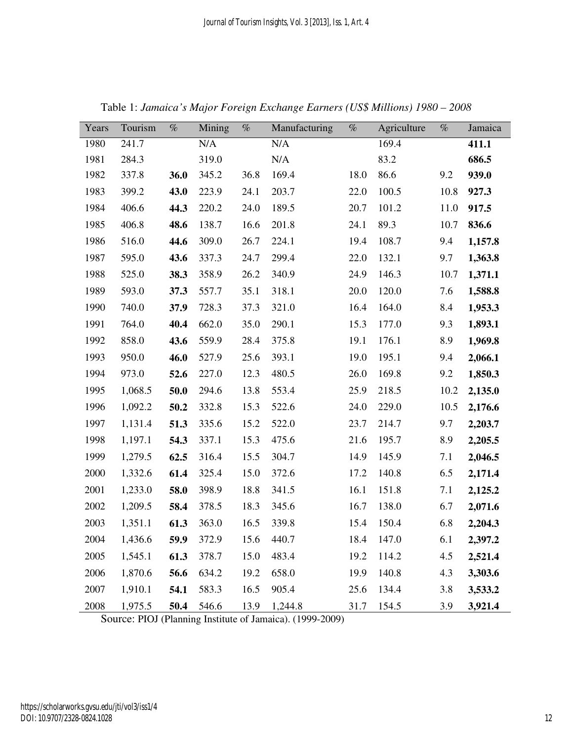Table 1: *Jamaica's Major Foreign Exchange Earners (US$ Millions) 1980 – 2008*

| Years | Tourism | % | Mining | % | Manufacturing | % | Agriculture | % | Jamaica |
|---|---|---|---|---|---|---|---|---|---|
| 1980 | 241.7 | | N/A | | N/A | | 169.4 | | **411.1** |
| 1981 | 284.3 | | 319.0 | | N/A | | 83.2 | | **686.5** |
| 1982 | 337.8 | **36.0** | 345.2 | 36.8 | 169.4 | 18.0 | 86.6 | 9.2 | **939.0** |
| 1983 | 399.2 | **43.0** | 223.9 | 24.1 | 203.7 | 22.0 | 100.5 | 10.8 | **927.3** |
| 1984 | 406.6 | **44.3** | 220.2 | 24.0 | 189.5 | 20.7 | 101.2 | 11.0 | **917.5** |
| 1985 | 406.8 | **48.6** | 138.7 | 16.6 | 201.8 | 24.1 | 89.3 | 10.7 | **836.6** |
| 1986 | 516.0 | **44.6** | 309.0 | 26.7 | 224.1 | 19.4 | 108.7 | 9.4 | **1,157.8** |
| 1987 | 595.0 | **43.6** | 337.3 | 24.7 | 299.4 | 22.0 | 132.1 | 9.7 | **1,363.8** |
| 1988 | 525.0 | **38.3** | 358.9 | 26.2 | 340.9 | 24.9 | 146.3 | 10.7 | **1,371.1** |
| 1989 | 593.0 | **37.3** | 557.7 | 35.1 | 318.1 | 20.0 | 120.0 | 7.6 | **1,588.8** |
| 1990 | 740.0 | **37.9** | 728.3 | 37.3 | 321.0 | 16.4 | 164.0 | 8.4 | **1,953.3** |
| 1991 | 764.0 | **40.4** | 662.0 | 35.0 | 290.1 | 15.3 | 177.0 | 9.3 | **1,893.1** |
| 1992 | 858.0 | **43.6** | 559.9 | 28.4 | 375.8 | 19.1 | 176.1 | 8.9 | **1,969.8** |
| 1993 | 950.0 | **46.0** | 527.9 | 25.6 | 393.1 | 19.0 | 195.1 | 9.4 | **2,066.1** |
| 1994 | 973.0 | **52.6** | 227.0 | 12.3 | 480.5 | 26.0 | 169.8 | 9.2 | **1,850.3** |
| 1995 | 1,068.5 | **50.0** | 294.6 | 13.8 | 553.4 | 25.9 | 218.5 | 10.2 | **2,135.0** |
| 1996 | 1,092.2 | **50.2** | 332.8 | 15.3 | 522.6 | 24.0 | 229.0 | 10.5 | **2,176.6** |
| 1997 | 1,131.4 | **51.3** | 335.6 | 15.2 | 522.0 | 23.7 | 214.7 | 9.7 | **2,203.7** |
| 1998 | 1,197.1 | **54.3** | 337.1 | 15.3 | 475.6 | 21.6 | 195.7 | 8.9 | **2,205.5** |
| 1999 | 1,279.5 | **62.5** | 316.4 | 15.5 | 304.7 | 14.9 | 145.9 | 7.1 | **2,046.5** |
| 2000 | 1,332.6 | **61.4** | 325.4 | 15.0 | 372.6 | 17.2 | 140.8 | 6.5 | **2,171.4** |
| 2001 | 1,233.0 | **58.0** | 398.9 | 18.8 | 341.5 | 16.1 | 151.8 | 7.1 | **2,125.2** |
| 2002 | 1,209.5 | **58.4** | 378.5 | 18.3 | 345.6 | 16.7 | 138.0 | 6.7 | **2,071.6** |
| 2003 | 1,351.1 | **61.3** | 363.0 | 16.5 | 339.8 | 15.4 | 150.4 | 6.8 | **2,204.3** |
| 2004 | 1,436.6 | **59.9** | 372.9 | 15.6 | 440.7 | 18.4 | 147.0 | 6.1 | **2,397.2** |
| 2005 | 1,545.1 | **61.3** | 378.7 | 15.0 | 483.4 | 19.2 | 114.2 | 4.5 | **2,521.4** |
| 2006 | 1,870.6 | **56.6** | 634.2 | 19.2 | 658.0 | 19.9 | 140.8 | 4.3 | **3,303.6** |
| 2007 | 1,910.1 | **54.1** | 583.3 | 16.5 | 905.4 | 25.6 | 134.4 | 3.8 | **3,533.2** |
| 2008 | 1,975.5 | **50.4** | 546.6 | 13.9 | 1,244.8 | 31.7 | 154.5 | 3.9 | **3,921.4** |

Source: PIOJ (Planning Institute of Jamaica). (1999-2009)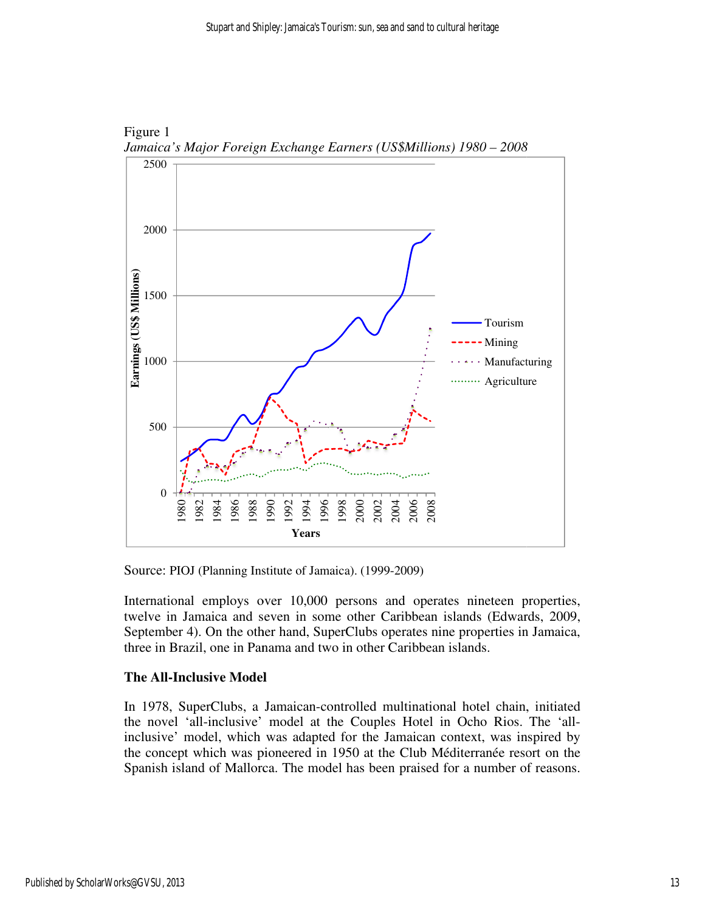Figure 1

*Jamaica's Major Foreign Exchange Earners (US$Millions) 1980 – 2008*

Source: PIOJ (Planning Institute of Jamaica). (1999-2009)

International employs over 10,000 persons and operates nineteen properties, twelve in Jamaica and seven in some other Caribbean islands (Edwards, 2009, September 4). On the other hand, SuperClubs operates nine properties in Jamaica, three in Brazil, one in Panama and two in other Caribbean islands.

## The All-Inclusive Model

In 1978, SuperClubs, a Jamaican-controlled multinational hotel chain, initiated the novel 'all-inclusive' model at the Couples Hotel in Ocho Rios. The 'all-inclusive' model, which was adapted for the Jamaican context, was inspired by the concept which was pioneered in 1950 at the Club Méditerranée resort on the Spanish island of Mallorca. The model has been praised for a number of reasons.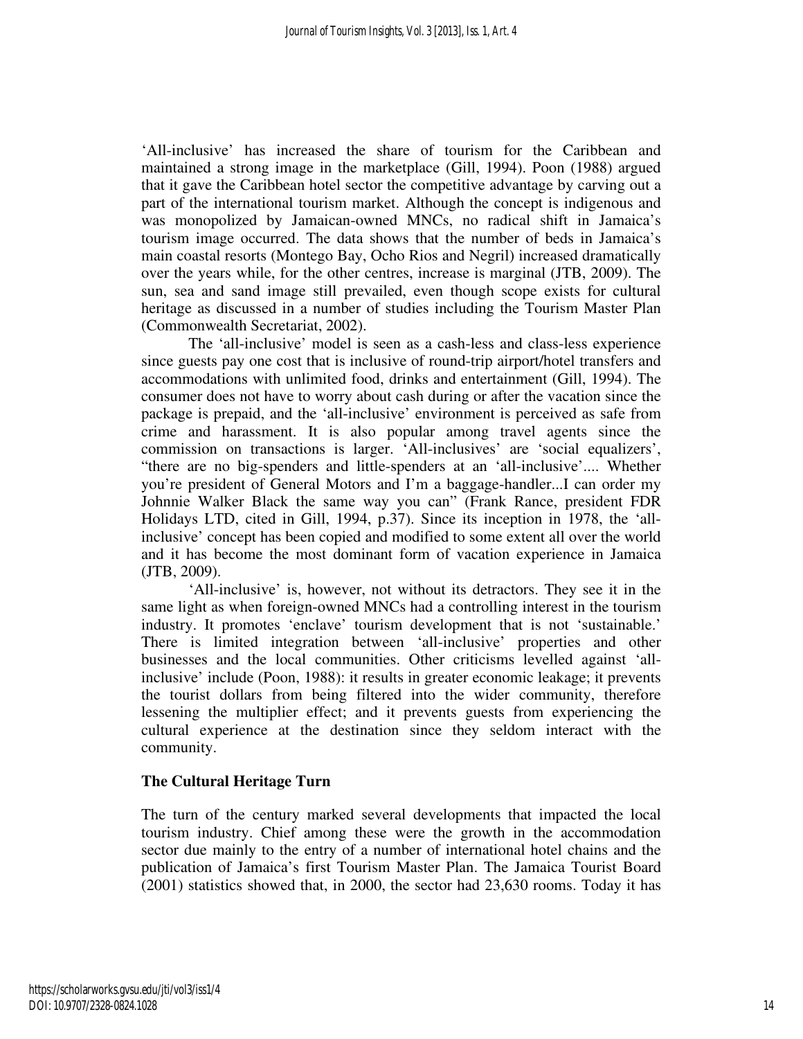'All-inclusive' has increased the share of tourism for the Caribbean and maintained a strong image in the marketplace (Gill, 1994). Poon (1988) argued that it gave the Caribbean hotel sector the competitive advantage by carving out a part of the international tourism market. Although the concept is indigenous and was monopolized by Jamaican-owned MNCs, no radical shift in Jamaica's tourism image occurred. The data shows that the number of beds in Jamaica's main coastal resorts (Montego Bay, Ocho Rios and Negril) increased dramatically over the years while, for the other centres, increase is marginal (JTB, 2009). The sun, sea and sand image still prevailed, even though scope exists for cultural heritage as discussed in a number of studies including the Tourism Master Plan (Commonwealth Secretariat, 2002).

The 'all-inclusive' model is seen as a cash-less and class-less experience since guests pay one cost that is inclusive of round-trip airport/hotel transfers and accommodations with unlimited food, drinks and entertainment (Gill, 1994). The consumer does not have to worry about cash during or after the vacation since the package is prepaid, and the 'all-inclusive' environment is perceived as safe from crime and harassment. It is also popular among travel agents since the commission on transactions is larger. 'All-inclusives' are 'social equalizers', "there are no big-spenders and little-spenders at an 'all-inclusive'.... Whether you're president of General Motors and I'm a baggage-handler...I can order my Johnnie Walker Black the same way you can" (Frank Rance, president FDR Holidays LTD, cited in Gill, 1994, p.37). Since its inception in 1978, the 'all-inclusive' concept has been copied and modified to some extent all over the world and it has become the most dominant form of vacation experience in Jamaica (JTB, 2009).

'All-inclusive' is, however, not without its detractors. They see it in the same light as when foreign-owned MNCs had a controlling interest in the tourism industry. It promotes 'enclave' tourism development that is not 'sustainable.' There is limited integration between 'all-inclusive' properties and other businesses and the local communities. Other criticisms levelled against 'all-inclusive' include (Poon, 1988): it results in greater economic leakage; it prevents the tourist dollars from being filtered into the wider community, therefore lessening the multiplier effect; and it prevents guests from experiencing the cultural experience at the destination since they seldom interact with the community.

## The Cultural Heritage Turn

The turn of the century marked several developments that impacted the local tourism industry. Chief among these were the growth in the accommodation sector due mainly to the entry of a number of international hotel chains and the publication of Jamaica's first Tourism Master Plan. The Jamaica Tourist Board (2001) statistics showed that, in 2000, the sector had 23,630 rooms. Today it has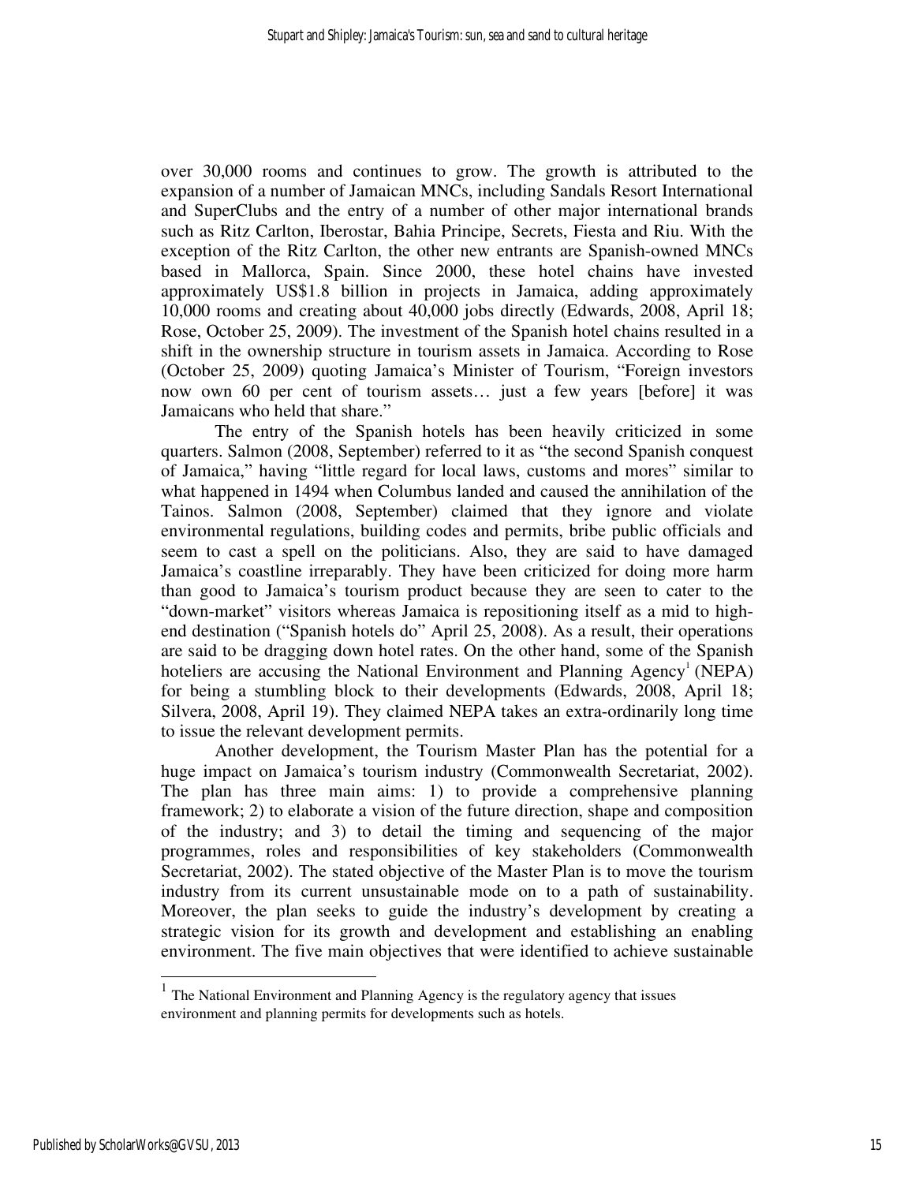over 30,000 rooms and continues to grow. The growth is attributed to the expansion of a number of Jamaican MNCs, including Sandals Resort International and SuperClubs and the entry of a number of other major international brands such as Ritz Carlton, Iberostar, Bahia Principe, Secrets, Fiesta and Riu. With the exception of the Ritz Carlton, the other new entrants are Spanish-owned MNCs based in Mallorca, Spain. Since 2000, these hotel chains have invested approximately US$1.8 billion in projects in Jamaica, adding approximately 10,000 rooms and creating about 40,000 jobs directly (Edwards, 2008, April 18; Rose, October 25, 2009). The investment of the Spanish hotel chains resulted in a shift in the ownership structure in tourism assets in Jamaica. According to Rose (October 25, 2009) quoting Jamaica's Minister of Tourism, "Foreign investors now own 60 per cent of tourism assets… just a few years [before] it was Jamaicans who held that share."

The entry of the Spanish hotels has been heavily criticized in some quarters. Salmon (2008, September) referred to it as "the second Spanish conquest of Jamaica," having "little regard for local laws, customs and mores" similar to what happened in 1494 when Columbus landed and caused the annihilation of the Tainos. Salmon (2008, September) claimed that they ignore and violate environmental regulations, building codes and permits, bribe public officials and seem to cast a spell on the politicians. Also, they are said to have damaged Jamaica's coastline irreparably. They have been criticized for doing more harm than good to Jamaica's tourism product because they are seen to cater to the "down-market" visitors whereas Jamaica is repositioning itself as a mid to high-end destination ("Spanish hotels do" April 25, 2008). As a result, their operations are said to be dragging down hotel rates. On the other hand, some of the Spanish hoteliers are accusing the National Environment and Planning Agency[1] (NEPA) for being a stumbling block to their developments (Edwards, 2008, April 18; Silvera, 2008, April 19). They claimed NEPA takes an extra-ordinarily long time to issue the relevant development permits.

Another development, the Tourism Master Plan has the potential for a huge impact on Jamaica's tourism industry (Commonwealth Secretariat, 2002). The plan has three main aims: 1) to provide a comprehensive planning framework; 2) to elaborate a vision of the future direction, shape and composition of the industry; and 3) to detail the timing and sequencing of the major programmes, roles and responsibilities of key stakeholders (Commonwealth Secretariat, 2002). The stated objective of the Master Plan is to move the tourism industry from its current unsustainable mode on to a path of sustainability. Moreover, the plan seeks to guide the industry's development by creating a strategic vision for its growth and development and establishing an enabling environment. The five main objectives that were identified to achieve sustainable

---

[1] The National Environment and Planning Agency is the regulatory agency that issues environment and planning permits for developments such as hotels.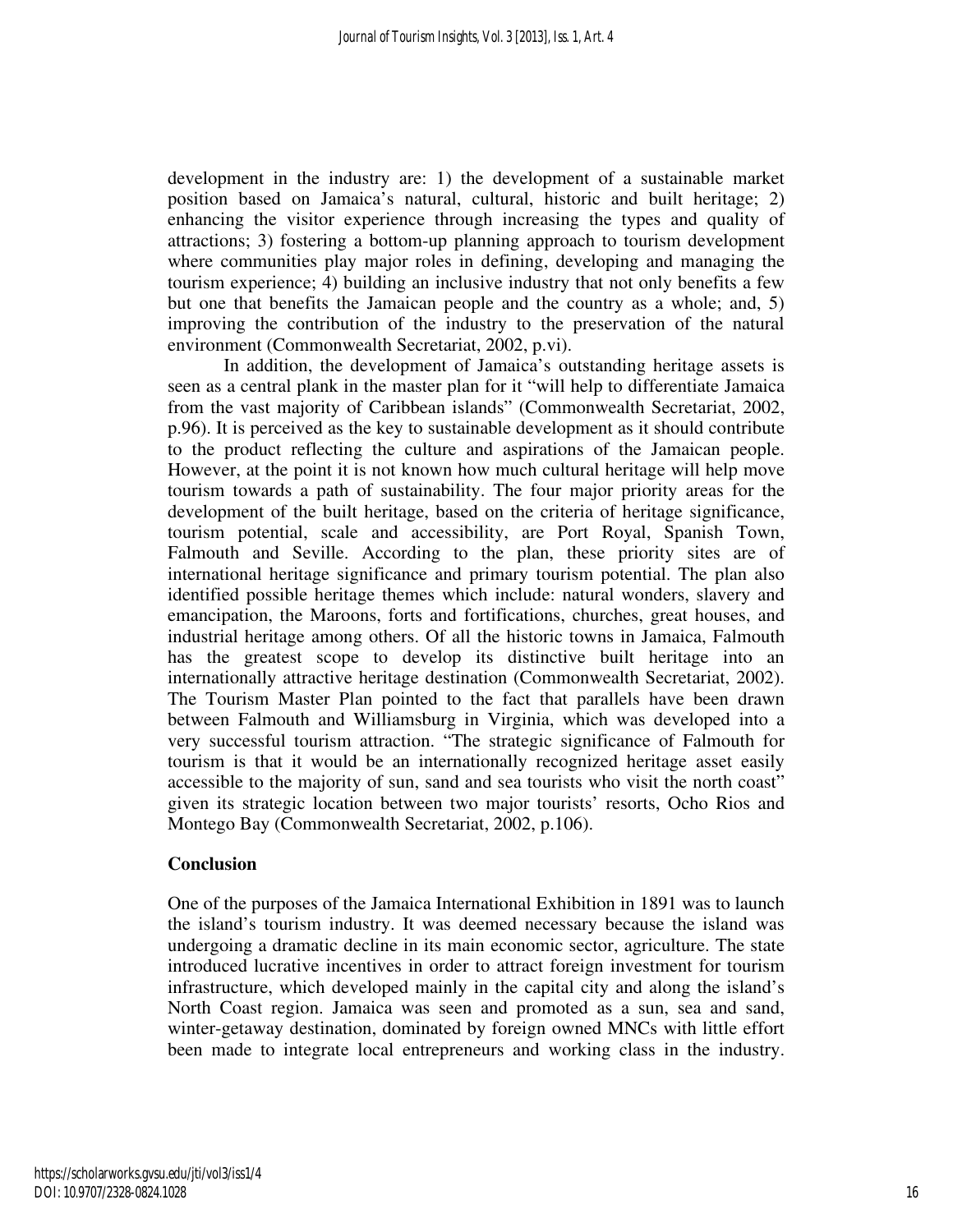development in the industry are: 1) the development of a sustainable market position based on Jamaica's natural, cultural, historic and built heritage; 2) enhancing the visitor experience through increasing the types and quality of attractions; 3) fostering a bottom-up planning approach to tourism development where communities play major roles in defining, developing and managing the tourism experience; 4) building an inclusive industry that not only benefits a few but one that benefits the Jamaican people and the country as a whole; and, 5) improving the contribution of the industry to the preservation of the natural environment (Commonwealth Secretariat, 2002, p.vi).

In addition, the development of Jamaica's outstanding heritage assets is seen as a central plank in the master plan for it "will help to differentiate Jamaica from the vast majority of Caribbean islands" (Commonwealth Secretariat, 2002, p.96). It is perceived as the key to sustainable development as it should contribute to the product reflecting the culture and aspirations of the Jamaican people. However, at the point it is not known how much cultural heritage will help move tourism towards a path of sustainability. The four major priority areas for the development of the built heritage, based on the criteria of heritage significance, tourism potential, scale and accessibility, are Port Royal, Spanish Town, Falmouth and Seville. According to the plan, these priority sites are of international heritage significance and primary tourism potential. The plan also identified possible heritage themes which include: natural wonders, slavery and emancipation, the Maroons, forts and fortifications, churches, great houses, and industrial heritage among others. Of all the historic towns in Jamaica, Falmouth has the greatest scope to develop its distinctive built heritage into an internationally attractive heritage destination (Commonwealth Secretariat, 2002). The Tourism Master Plan pointed to the fact that parallels have been drawn between Falmouth and Williamsburg in Virginia, which was developed into a very successful tourism attraction. "The strategic significance of Falmouth for tourism is that it would be an internationally recognized heritage asset easily accessible to the majority of sun, sand and sea tourists who visit the north coast" given its strategic location between two major tourists' resorts, Ocho Rios and Montego Bay (Commonwealth Secretariat, 2002, p.106).

## Conclusion

One of the purposes of the Jamaica International Exhibition in 1891 was to launch the island's tourism industry. It was deemed necessary because the island was undergoing a dramatic decline in its main economic sector, agriculture. The state introduced lucrative incentives in order to attract foreign investment for tourism infrastructure, which developed mainly in the capital city and along the island's North Coast region. Jamaica was seen and promoted as a sun, sea and sand, winter-getaway destination, dominated by foreign owned MNCs with little effort been made to integrate local entrepreneurs and working class in the industry.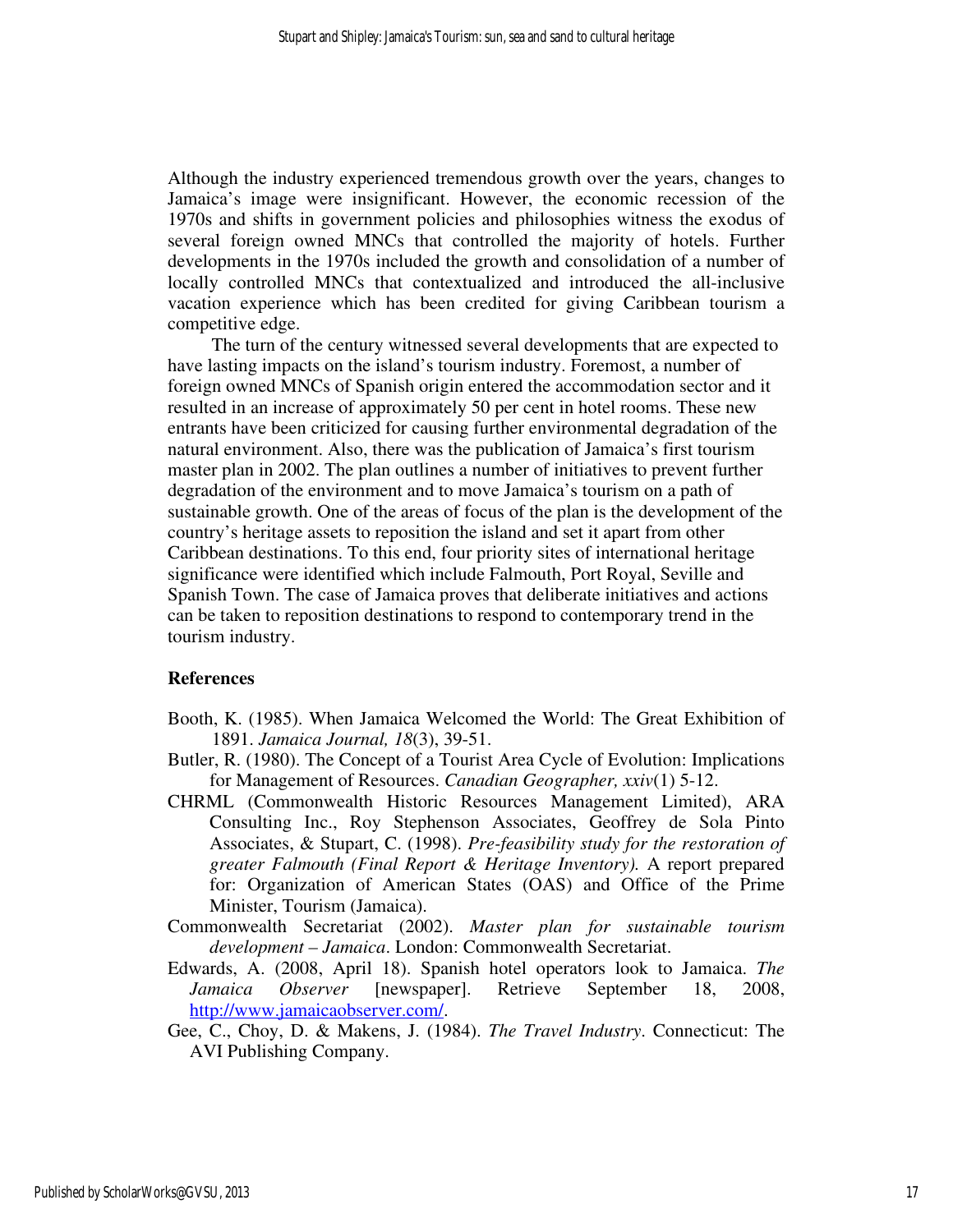Although the industry experienced tremendous growth over the years, changes to Jamaica's image were insignificant. However, the economic recession of the 1970s and shifts in government policies and philosophies witness the exodus of several foreign owned MNCs that controlled the majority of hotels. Further developments in the 1970s included the growth and consolidation of a number of locally controlled MNCs that contextualized and introduced the all-inclusive vacation experience which has been credited for giving Caribbean tourism a competitive edge.

The turn of the century witnessed several developments that are expected to have lasting impacts on the island's tourism industry. Foremost, a number of foreign owned MNCs of Spanish origin entered the accommodation sector and it resulted in an increase of approximately 50 per cent in hotel rooms. These new entrants have been criticized for causing further environmental degradation of the natural environment. Also, there was the publication of Jamaica's first tourism master plan in 2002. The plan outlines a number of initiatives to prevent further degradation of the environment and to move Jamaica's tourism on a path of sustainable growth. One of the areas of focus of the plan is the development of the country's heritage assets to reposition the island and set it apart from other Caribbean destinations. To this end, four priority sites of international heritage significance were identified which include Falmouth, Port Royal, Seville and Spanish Town. The case of Jamaica proves that deliberate initiatives and actions can be taken to reposition destinations to respond to contemporary trend in the tourism industry.

## References

Booth, K. (1985). When Jamaica Welcomed the World: The Great Exhibition of 1891. *Jamaica Journal, 18*(3), 39-51.

Butler, R. (1980). The Concept of a Tourist Area Cycle of Evolution: Implications for Management of Resources. *Canadian Geographer, xxiv*(1) 5-12.

CHRML (Commonwealth Historic Resources Management Limited), ARA Consulting Inc., Roy Stephenson Associates, Geoffrey de Sola Pinto Associates, & Stupart, C. (1998). *Pre-feasibility study for the restoration of greater Falmouth (Final Report & Heritage Inventory).* A report prepared for: Organization of American States (OAS) and Office of the Prime Minister, Tourism (Jamaica).

Commonwealth Secretariat (2002). *Master plan for sustainable tourism development – Jamaica*. London: Commonwealth Secretariat.

Edwards, A. (2008, April 18). Spanish hotel operators look to Jamaica. *The Jamaica Observer* [newspaper]. Retrieve September 18, 2008, http://www.jamaicaobserver.com/.

Gee, C., Choy, D. & Makens, J. (1984). *The Travel Industry*. Connecticut: The AVI Publishing Company.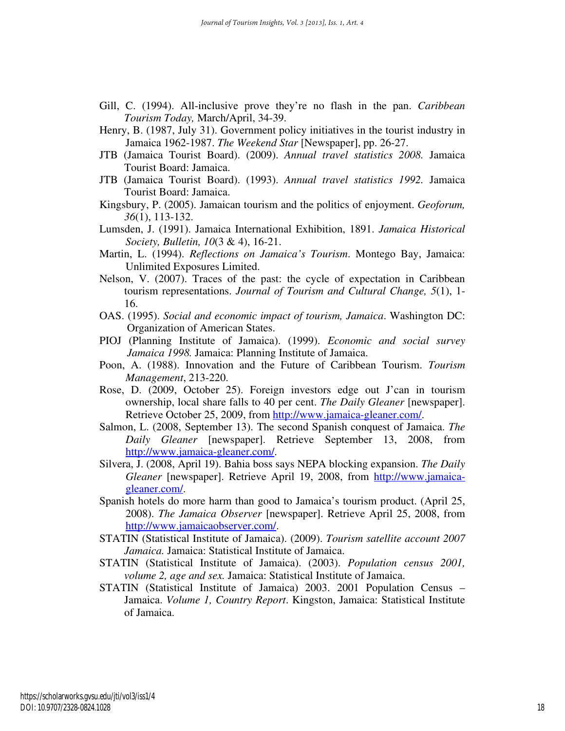Gill, C. (1994). All-inclusive prove they're no flash in the pan. *Caribbean Tourism Today,* March/April, 34-39.

Henry, B. (1987, July 31). Government policy initiatives in the tourist industry in Jamaica 1962-1987. *The Weekend Star* [Newspaper], pp. 26-27.

JTB (Jamaica Tourist Board). (2009). *Annual travel statistics 2008.* Jamaica Tourist Board: Jamaica.

JTB (Jamaica Tourist Board). (1993). *Annual travel statistics 1992.* Jamaica Tourist Board: Jamaica.

Kingsbury, P. (2005). Jamaican tourism and the politics of enjoyment. *Geoforum, 36*(1), 113-132.

Lumsden, J. (1991). Jamaica International Exhibition, 1891. *Jamaica Historical Society, Bulletin, 10*(3 & 4), 16-21.

Martin, L. (1994). *Reflections on Jamaica's Tourism*. Montego Bay, Jamaica: Unlimited Exposures Limited.

Nelson, V. (2007). Traces of the past: the cycle of expectation in Caribbean tourism representations. *Journal of Tourism and Cultural Change, 5*(1), 1-16.

OAS. (1995). *Social and economic impact of tourism, Jamaica*. Washington DC: Organization of American States.

PIOJ (Planning Institute of Jamaica). (1999). *Economic and social survey Jamaica 1998.* Jamaica: Planning Institute of Jamaica.

Poon, A. (1988). Innovation and the Future of Caribbean Tourism. *Tourism Management*, 213-220.

Rose, D. (2009, October 25). Foreign investors edge out J'can in tourism ownership, local share falls to 40 per cent. *The Daily Gleaner* [newspaper]. Retrieve October 25, 2009, from http://www.jamaica-gleaner.com/.

Salmon, L. (2008, September 13). The second Spanish conquest of Jamaica. *The Daily Gleaner* [newspaper]. Retrieve September 13, 2008, from http://www.jamaica-gleaner.com/.

Silvera, J. (2008, April 19). Bahia boss says NEPA blocking expansion. *The Daily Gleaner* [newspaper]. Retrieve April 19, 2008, from http://www.jamaica-gleaner.com/.

Spanish hotels do more harm than good to Jamaica's tourism product. (April 25, 2008). *The Jamaica Observer* [newspaper]. Retrieve April 25, 2008, from http://www.jamaicaobserver.com/.

STATIN (Statistical Institute of Jamaica). (2009). *Tourism satellite account 2007 Jamaica.* Jamaica: Statistical Institute of Jamaica.

STATIN (Statistical Institute of Jamaica). (2003). *Population census 2001, volume 2, age and sex.* Jamaica: Statistical Institute of Jamaica.

STATIN (Statistical Institute of Jamaica) 2003. 2001 Population Census – Jamaica. *Volume 1, Country Report*. Kingston, Jamaica: Statistical Institute of Jamaica.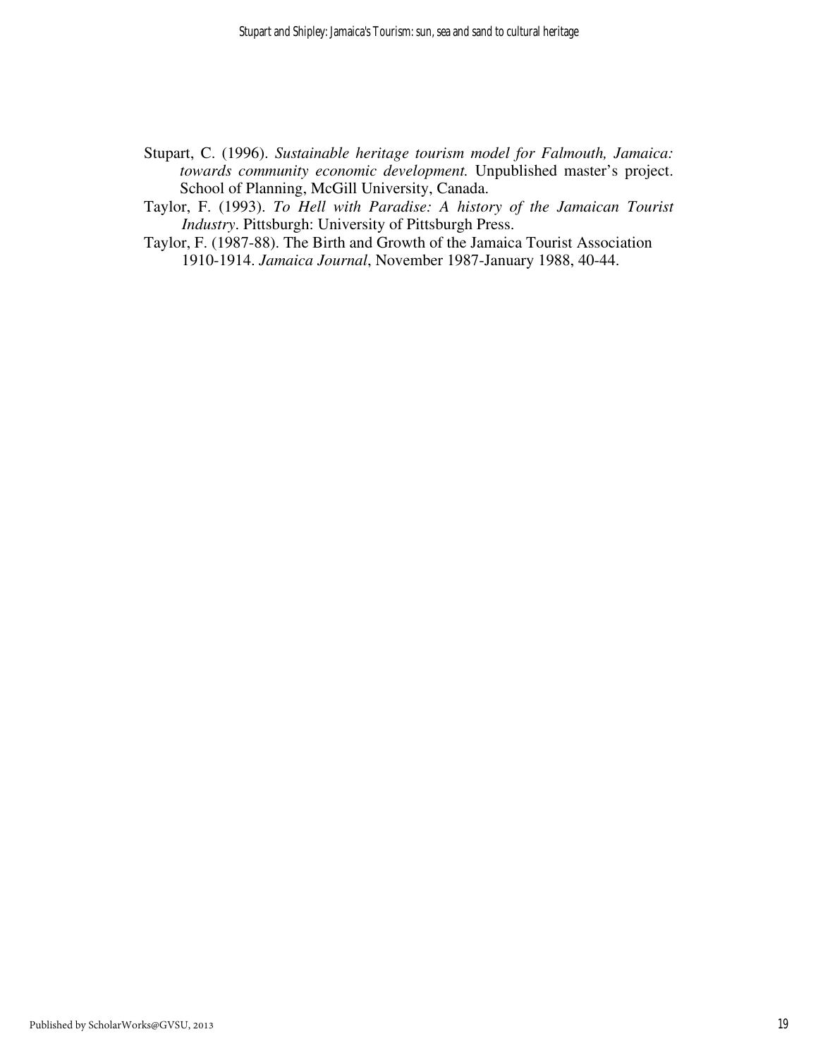Stupart, C. (1996). *Sustainable heritage tourism model for Falmouth, Jamaica: towards community economic development.* Unpublished master's project. School of Planning, McGill University, Canada.

Taylor, F. (1993). *To Hell with Paradise: A history of the Jamaican Tourist Industry*. Pittsburgh: University of Pittsburgh Press.

Taylor, F. (1987-88). The Birth and Growth of the Jamaica Tourist Association 1910-1914. *Jamaica Journal*, November 1987-January 1988, 40-44.